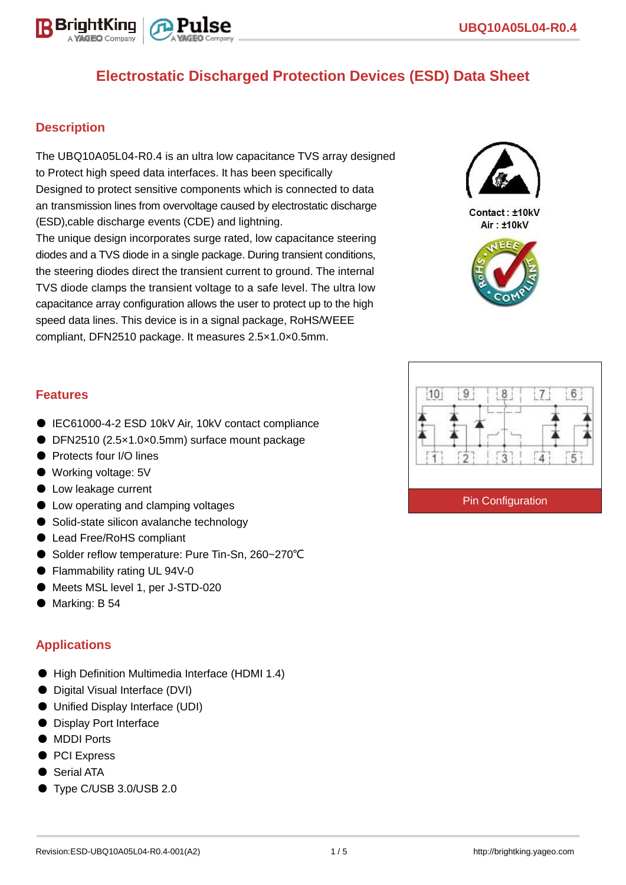# Electrostatic Discharged Protection Devices (ESD) Data Sheet

## Description

The UBQ10A05L04-R0.4 is an ultra low capacitance TVS array designed to Protect high speed data interfaces. It has been specifically Designed to protect sensitive components which is connected to data an transmission lines from overvoltage caused by electrostatic discharge (ESD),cable discharge events (CDE) and lightning.
The unique design incorporates surge rated, low capacitance steering diodes and a TVS diode in a single package. During transient conditions, the steering diodes direct the transient current to ground. The internal TVS diode clamps the transient voltage to a safe level. The ultra low capacitance array configuration allows the user to protect up to the high speed data lines. This device is in a signal package, RoHS/WEEE compliant, DFN2510 package. It measures 2.5×1.0×0.5mm.

Contact : ±10kV
Air : ±10kV

## Features

- IEC61000-4-2 ESD 10kV Air, 10kV contact compliance
- DFN2510 (2.5×1.0×0.5mm) surface mount package
- Protects four I/O lines
- Working voltage: 5V
- Low leakage current
- Low operating and clamping voltages
- Solid-state silicon avalanche technology
- Lead Free/RoHS compliant
- Solder reflow temperature: Pure Tin-Sn, 260~270℃
- Flammability rating UL 94V-0
- Meets MSL level 1, per J-STD-020
- Marking: B 54

Pin Configuration

## Applications

- High Definition Multimedia Interface (HDMI 1.4)
- Digital Visual Interface (DVI)
- Unified Display Interface (UDI)
- Display Port Interface
- MDDI Ports
- PCI Express
- Serial ATA
- Type C/USB 3.0/USB 2.0

Revision:ESD-UBQ10A05L04-R0.4-001(A2)    http://brightking.yageo.com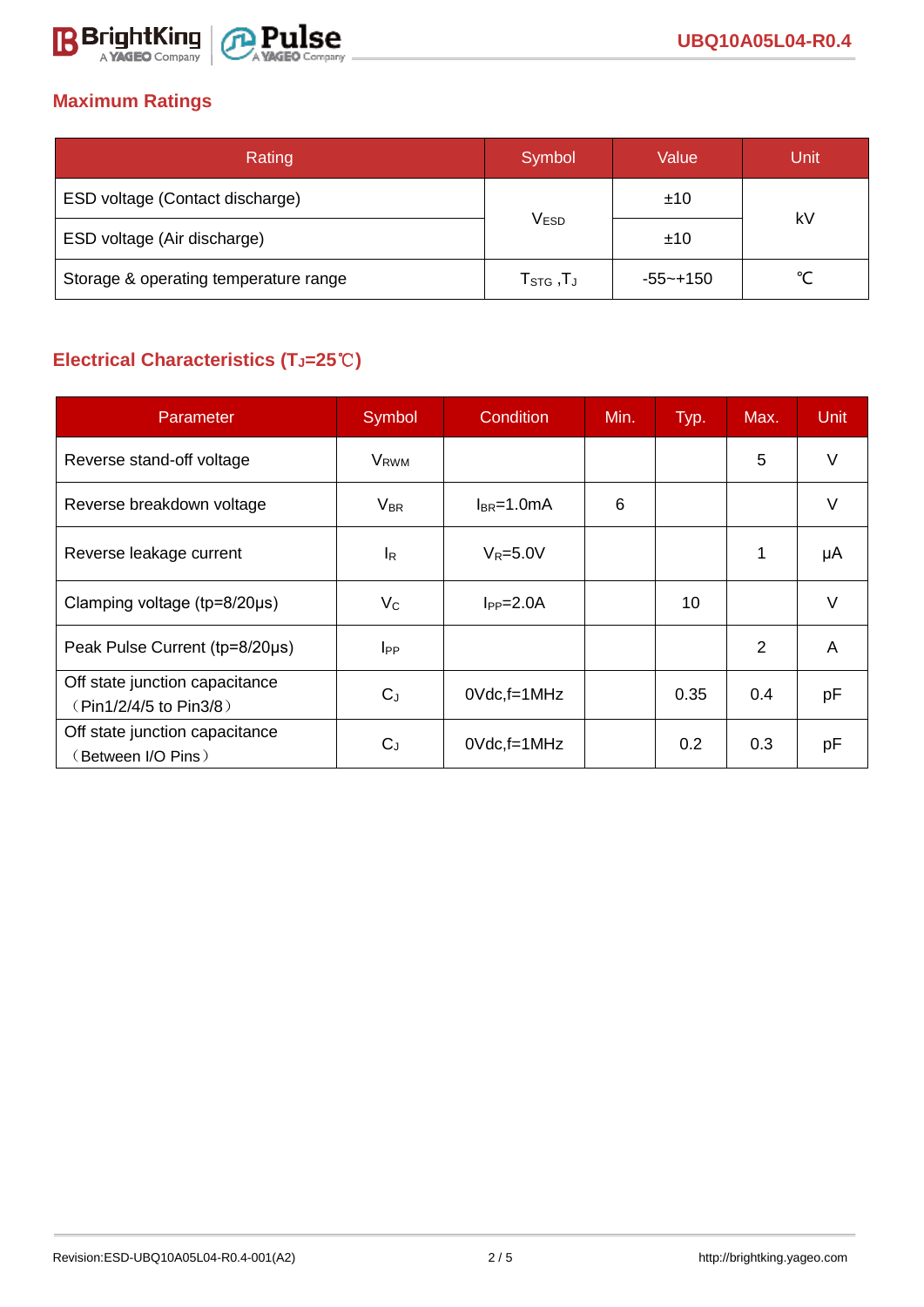## Maximum Ratings

| Rating | Symbol | Value | Unit |
|---|---|---|---|
| ESD voltage (Contact discharge) | $V_{ESD}$ | ±10 | kV |
| ESD voltage (Air discharge) | | ±10 | |
| Storage & operating temperature range | $T_{STG}$ ,$T_J$ | -55~+150 | ℃ |

## Electrical Characteristics ($T_J$=25℃)

| Parameter | Symbol | Condition | Min. | Typ. | Max. | Unit |
|---|---|---|---|---|---|---|
| Reverse stand-off voltage | $V_{RWM}$ | | | | 5 | V |
| Reverse breakdown voltage | $V_{BR}$ | $I_{BR}$=1.0mA | 6 | | | V |
| Reverse leakage current | $I_R$ | $V_R$=5.0V | | | 1 | μA |
| Clamping voltage (tp=8/20μs) | $V_C$ | $I_{PP}$=2.0A | | 10 | | V |
| Peak Pulse Current (tp=8/20μs) | $I_{PP}$ | | | | 2 | A |
| Off state junction capacitance （Pin1/2/4/5 to Pin3/8） | $C_J$ | 0Vdc,f=1MHz | | 0.35 | 0.4 | pF |
| Off state junction capacitance （Between I/O Pins） | $C_J$ | 0Vdc,f=1MHz | | 0.2 | 0.3 | pF |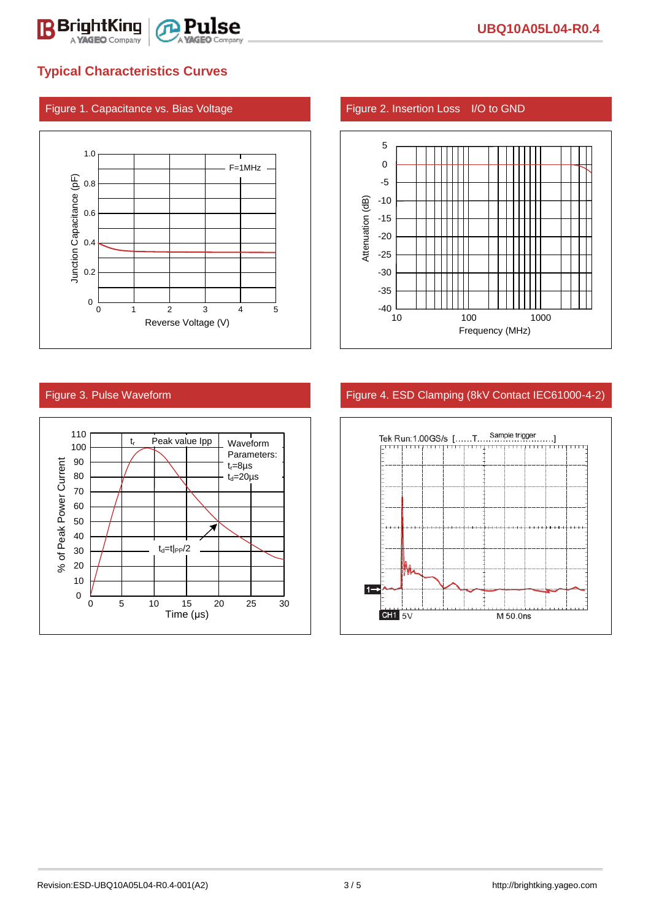## Typical Characteristics Curves

Figure 1. Capacitance vs. Bias Voltage

Figure 2. Insertion Loss I/O to GND

Figure 3. Pulse Waveform

Figure 4. ESD Clamping (8kV Contact IEC61000-4-2)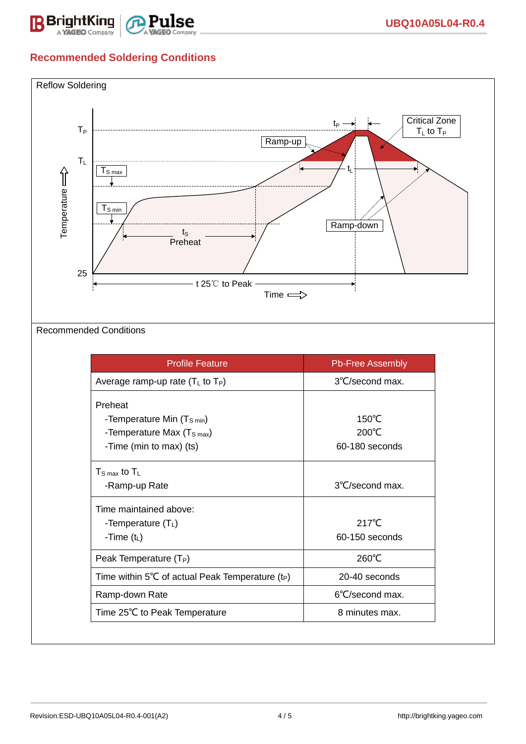## Recommended Soldering Conditions

Reflow Soldering

$T_P$

$T_L$

$T_{S\ max}$

$T_{S\ min}$

25

Temperature

$t_P$

Critical Zone $T_L$ to $T_P$

Ramp-up

$t_L$

$t_S$ Preheat

Ramp-down

t 25℃ to Peak

Time

Recommended Conditions

| Profile Feature | Pb-Free Assembly |
|---|---|
| Average ramp-up rate ($T_L$ to $T_P$) | 3℃/second max. |
| Preheat<br>-Temperature Min ($T_{S\ min}$)<br>-Temperature Max ($T_{S\ max}$)<br>-Time (min to max) (ts) | <br>150℃<br>200℃<br>60-180 seconds |
| $T_{S\ max}$ to $T_L$<br>-Ramp-up Rate | <br>3℃/second max. |
| Time maintained above:<br>-Temperature ($T_L$)<br>-Time ($t_L$) | <br>217℃<br>60-150 seconds |
| Peak Temperature ($T_P$) | 260℃ |
| Time within 5℃ of actual Peak Temperature ($t_P$) | 20-40 seconds |
| Ramp-down Rate | 6℃/second max. |
| Time 25℃ to Peak Temperature | 8 minutes max. |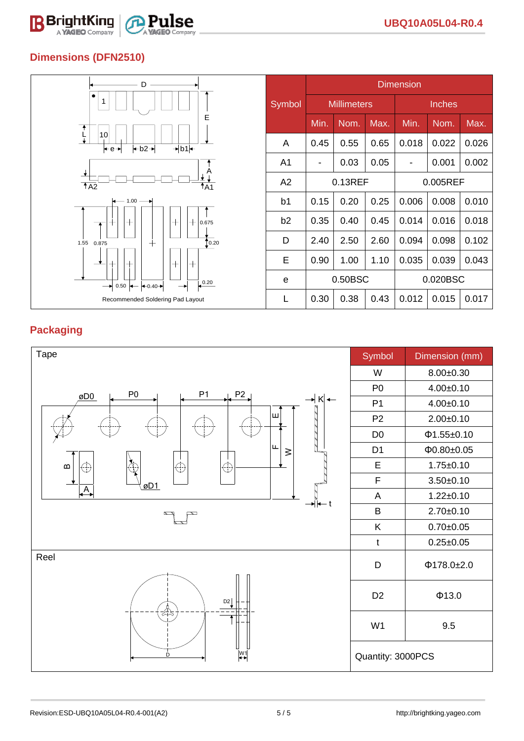## Dimensions (DFN2510)

D

1

10

E

L

e b2 b1

A

A2 A1

1.00

1.55 0.875 0.675

0.20

0.50 0.40 0.20

Recommended Soldering Pad Layout

| Symbol | Dimension | | | | | |
|---|---|---|---|---|---|---|
| | Millimeters | | | Inches | | |
| | Min. | Nom. | Max. | Min. | Nom. | Max. |
| A | 0.45 | 0.55 | 0.65 | 0.018 | 0.022 | 0.026 |
| A1 | - | 0.03 | 0.05 | - | 0.001 | 0.002 |
| A2 | 0.13REF | | | 0.005REF | | |
| b1 | 0.15 | 0.20 | 0.25 | 0.006 | 0.008 | 0.010 |
| b2 | 0.35 | 0.40 | 0.45 | 0.014 | 0.016 | 0.018 |
| D | 2.40 | 2.50 | 2.60 | 0.094 | 0.098 | 0.102 |
| E | 0.90 | 1.00 | 1.10 | 0.035 | 0.039 | 0.043 |
| e | 0.50BSC | | | 0.020BSC | | |
| L | 0.30 | 0.38 | 0.43 | 0.012 | 0.015 | 0.017 |

## Packaging

Tape

øD0 P0 P1 P2 K E F W B A øD1 t

| Symbol | Dimension (mm) |
|---|---|
| W | 8.00±0.30 |
| P0 | 4.00±0.10 |
| P1 | 4.00±0.10 |
| P2 | 2.00±0.10 |
| D0 | Φ1.55±0.10 |
| D1 | Φ0.80±0.05 |
| E | 1.75±0.10 |
| F | 3.50±0.10 |
| A | 1.22±0.10 |
| B | 2.70±0.10 |
| K | 0.70±0.05 |
| t | 0.25±0.05 |

Reel

D2 D W1

| Symbol | Dimension (mm) |
|---|---|
| D | Φ178.0±2.0 |
| D2 | Φ13.0 |
| W1 | 9.5 |

Quantity: 3000PCS

Revision:ESD-UBQ10A05L04-R0.4-001(A2)

http://brightking.yageo.com